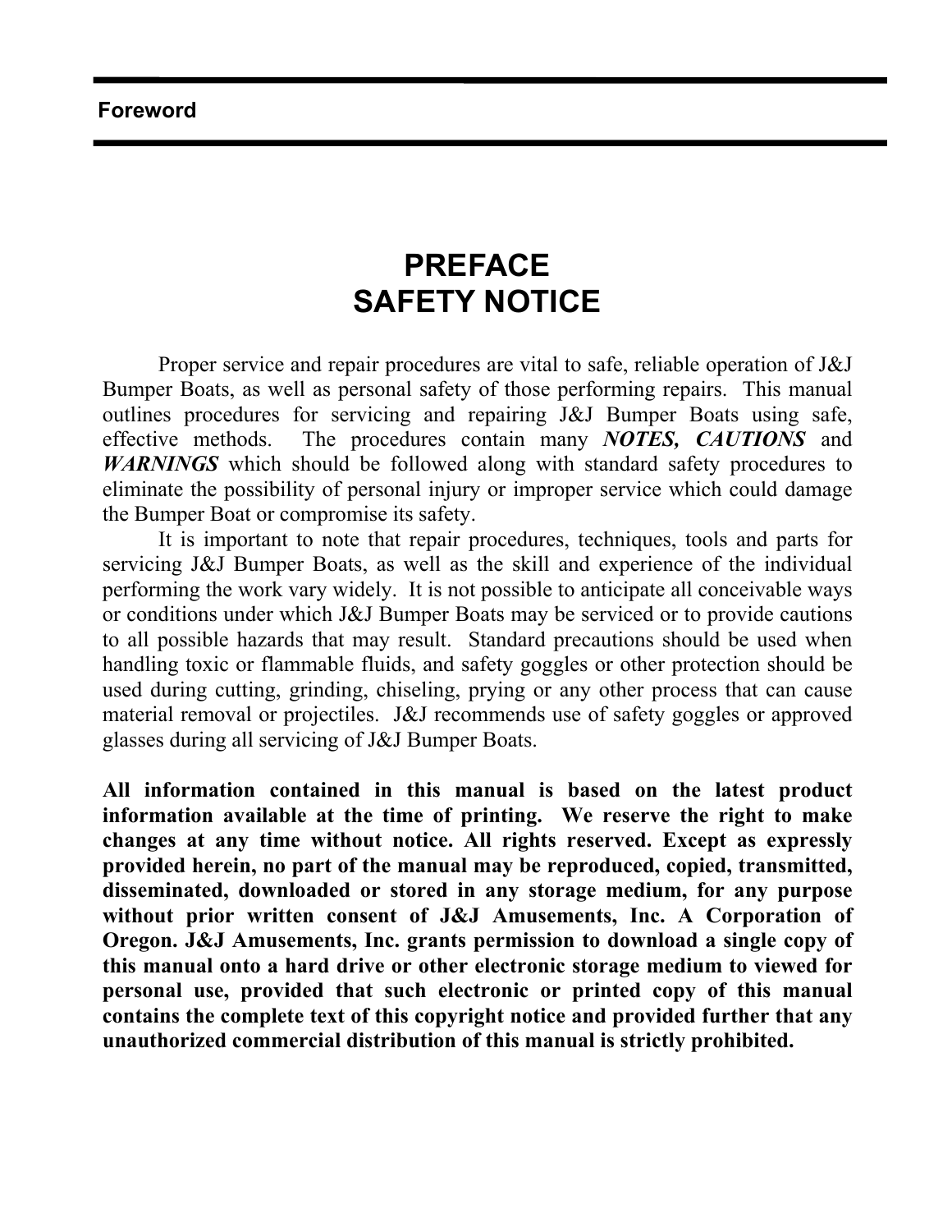# Foreword

## PREFACE
## SAFETY NOTICE

Proper service and repair procedures are vital to safe, reliable operation of J&J Bumper Boats, as well as personal safety of those performing repairs. This manual outlines procedures for servicing and repairing J&J Bumper Boats using safe, effective methods. The procedures contain many ***NOTES, CAUTIONS*** and ***WARNINGS*** which should be followed along with standard safety procedures to eliminate the possibility of personal injury or improper service which could damage the Bumper Boat or compromise its safety.

It is important to note that repair procedures, techniques, tools and parts for servicing J&J Bumper Boats, as well as the skill and experience of the individual performing the work vary widely. It is not possible to anticipate all conceivable ways or conditions under which J&J Bumper Boats may be serviced or to provide cautions to all possible hazards that may result. Standard precautions should be used when handling toxic or flammable fluids, and safety goggles or other protection should be used during cutting, grinding, chiseling, prying or any other process that can cause material removal or projectiles. J&J recommends use of safety goggles or approved glasses during all servicing of J&J Bumper Boats.

**All information contained in this manual is based on the latest product information available at the time of printing. We reserve the right to make changes at any time without notice. All rights reserved. Except as expressly provided herein, no part of the manual may be reproduced, copied, transmitted, disseminated, downloaded or stored in any storage medium, for any purpose without prior written consent of J&J Amusements, Inc. A Corporation of Oregon. J&J Amusements, Inc. grants permission to download a single copy of this manual onto a hard drive or other electronic storage medium to viewed for personal use, provided that such electronic or printed copy of this manual contains the complete text of this copyright notice and provided further that any unauthorized commercial distribution of this manual is strictly prohibited.**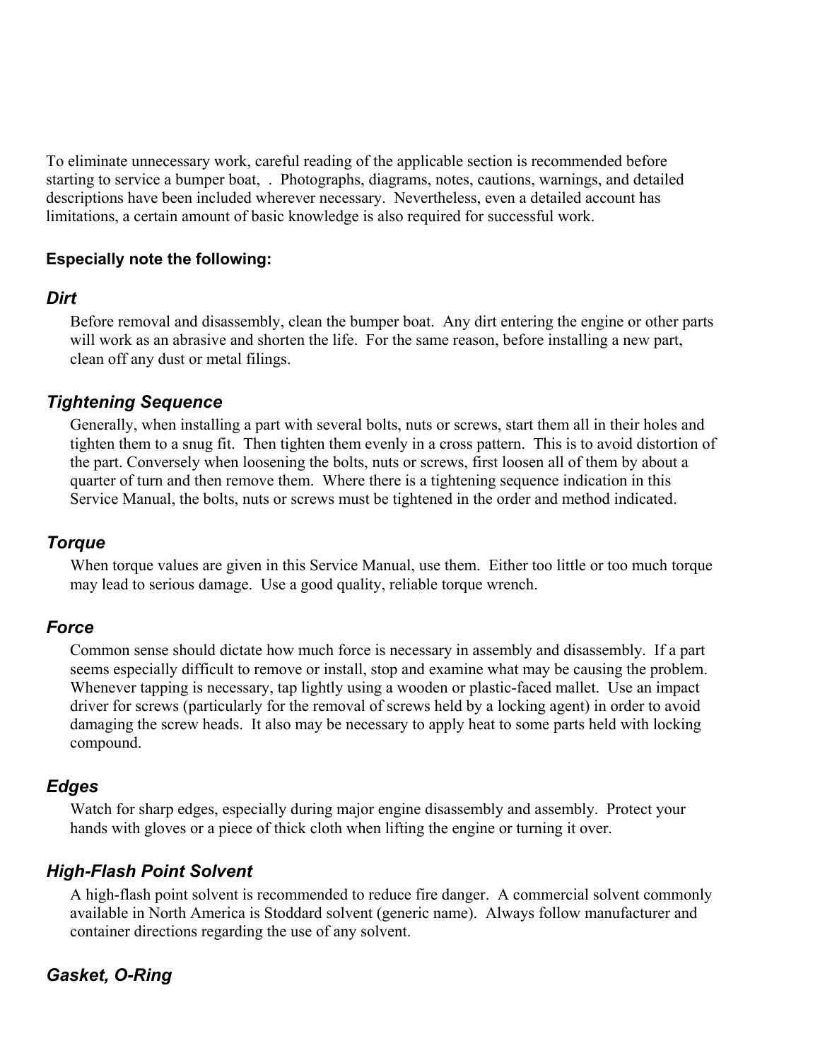To eliminate unnecessary work, careful reading of the applicable section is recommended before starting to service a bumper boat, . Photographs, diagrams, notes, cautions, warnings, and detailed descriptions have been included wherever necessary. Nevertheless, even a detailed account has limitations, a certain amount of basic knowledge is also required for successful work.

**Especially note the following:**

### *Dirt*

Before removal and disassembly, clean the bumper boat. Any dirt entering the engine or other parts will work as an abrasive and shorten the life. For the same reason, before installing a new part, clean off any dust or metal filings.

### *Tightening Sequence*

Generally, when installing a part with several bolts, nuts or screws, start them all in their holes and tighten them to a snug fit. Then tighten them evenly in a cross pattern. This is to avoid distortion of the part. Conversely when loosening the bolts, nuts or screws, first loosen all of them by about a quarter of turn and then remove them. Where there is a tightening sequence indication in this Service Manual, the bolts, nuts or screws must be tightened in the order and method indicated.

### *Torque*

When torque values are given in this Service Manual, use them. Either too little or too much torque may lead to serious damage. Use a good quality, reliable torque wrench.

### *Force*

Common sense should dictate how much force is necessary in assembly and disassembly. If a part seems especially difficult to remove or install, stop and examine what may be causing the problem. Whenever tapping is necessary, tap lightly using a wooden or plastic-faced mallet. Use an impact driver for screws (particularly for the removal of screws held by a locking agent) in order to avoid damaging the screw heads. It also may be necessary to apply heat to some parts held with locking compound.

### *Edges*

Watch for sharp edges, especially during major engine disassembly and assembly. Protect your hands with gloves or a piece of thick cloth when lifting the engine or turning it over.

### *High-Flash Point Solvent*

A high-flash point solvent is recommended to reduce fire danger. A commercial solvent commonly available in North America is Stoddard solvent (generic name). Always follow manufacturer and container directions regarding the use of any solvent.

### *Gasket, O-Ring*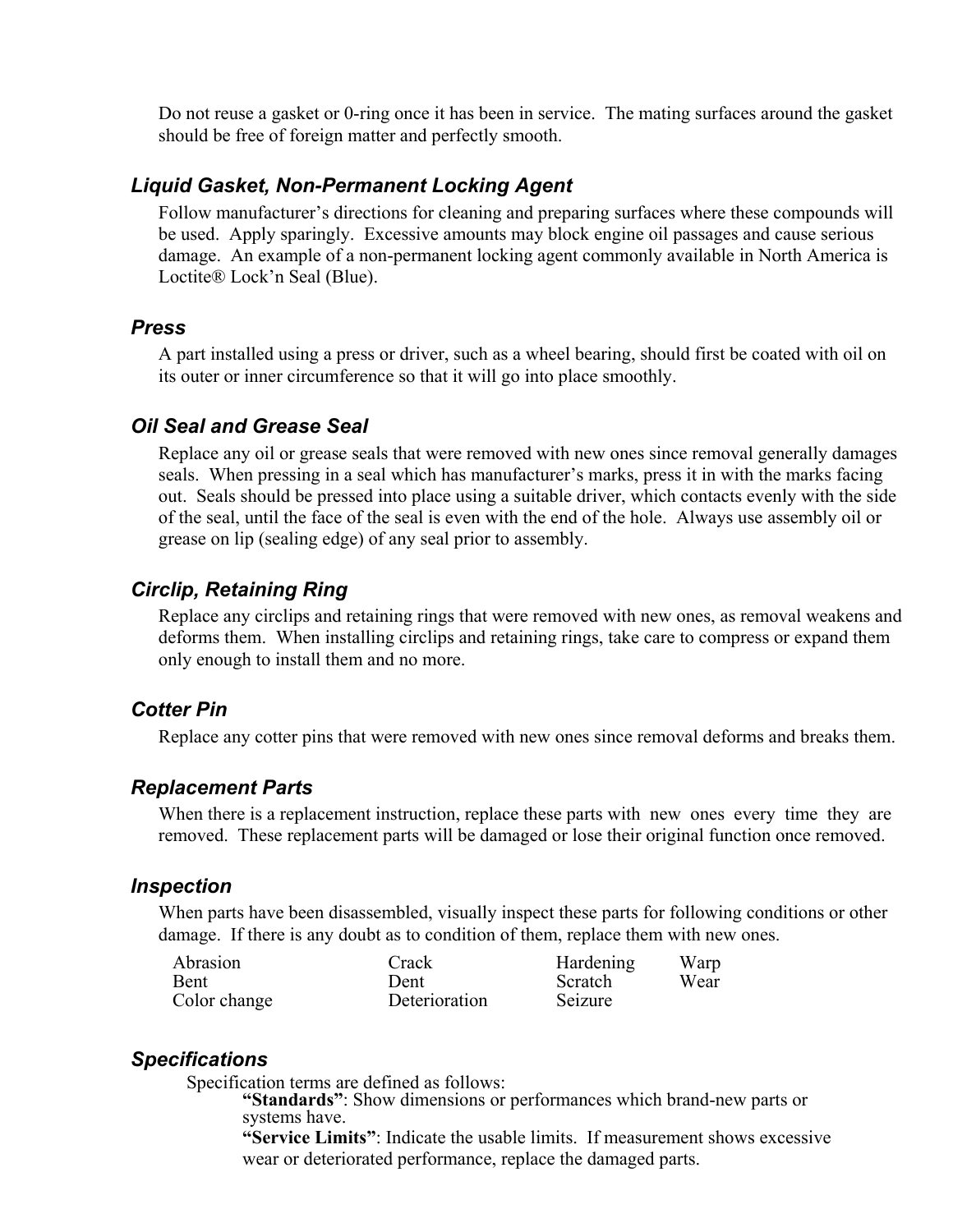Do not reuse a gasket or 0-ring once it has been in service. The mating surfaces around the gasket should be free of foreign matter and perfectly smooth.

### *Liquid Gasket, Non-Permanent Locking Agent*

Follow manufacturer's directions for cleaning and preparing surfaces where these compounds will be used. Apply sparingly. Excessive amounts may block engine oil passages and cause serious damage. An example of a non-permanent locking agent commonly available in North America is Loctite® Lock'n Seal (Blue).

### *Press*

A part installed using a press or driver, such as a wheel bearing, should first be coated with oil on its outer or inner circumference so that it will go into place smoothly.

### *Oil Seal and Grease Seal*

Replace any oil or grease seals that were removed with new ones since removal generally damages seals. When pressing in a seal which has manufacturer's marks, press it in with the marks facing out. Seals should be pressed into place using a suitable driver, which contacts evenly with the side of the seal, until the face of the seal is even with the end of the hole. Always use assembly oil or grease on lip (sealing edge) of any seal prior to assembly.

### *Circlip, Retaining Ring*

Replace any circlips and retaining rings that were removed with new ones, as removal weakens and deforms them. When installing circlips and retaining rings, take care to compress or expand them only enough to install them and no more.

### *Cotter Pin*

Replace any cotter pins that were removed with new ones since removal deforms and breaks them.

### *Replacement Parts*

When there is a replacement instruction, replace these parts with new ones every time they are removed. These replacement parts will be damaged or lose their original function once removed.

### *Inspection*

When parts have been disassembled, visually inspect these parts for following conditions or other damage. If there is any doubt as to condition of them, replace them with new ones.

| | | | |
|---|---|---|---|
| Abrasion | Crack | Hardening | Warp |
| Bent | Dent | Scratch | Wear |
| Color change | Deterioration | Seizure | |

### *Specifications*

Specification terms are defined as follows:

**"Standards"**: Show dimensions or performances which brand-new parts or systems have.

**"Service Limits"**: Indicate the usable limits. If measurement shows excessive wear or deteriorated performance, replace the damaged parts.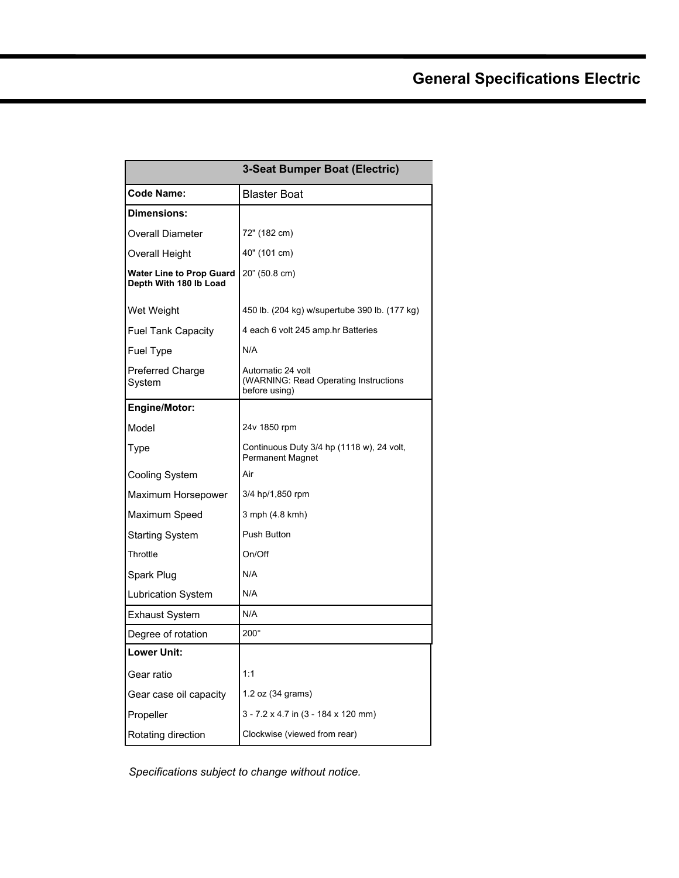# General Specifications Electric

| | 3-Seat Bumper Boat (Electric) |
|---|---|
| **Code Name:** | Blaster Boat |
| **Dimensions:** | |
| Overall Diameter | 72" (182 cm) |
| Overall Height | 40" (101 cm) |
| **Water Line to Prop Guard Depth With 180 lb Load** | 20" (50.8 cm) |
| Wet Weight | 450 lb. (204 kg) w/supertube 390 lb. (177 kg) |
| Fuel Tank Capacity | 4 each 6 volt 245 amp.hr Batteries |
| Fuel Type | N/A |
| Preferred Charge System | Automatic 24 volt (WARNING: Read Operating Instructions before using) |
| **Engine/Motor:** | |
| Model | 24v 1850 rpm |
| Type | Continuous Duty 3/4 hp (1118 w), 24 volt, Permanent Magnet |
| Cooling System | Air |
| Maximum Horsepower | 3/4 hp/1,850 rpm |
| Maximum Speed | 3 mph (4.8 kmh) |
| Starting System | Push Button |
| Throttle | On/Off |
| Spark Plug | N/A |
| Lubrication System | N/A |
| Exhaust System | N/A |
| Degree of rotation | 200° |
| **Lower Unit:** | |
| Gear ratio | 1:1 |
| Gear case oil capacity | 1.2 oz (34 grams) |
| Propeller | 3 - 7.2 x 4.7 in (3 - 184 x 120 mm) |
| Rotating direction | Clockwise (viewed from rear) |

*Specifications subject to change without notice.*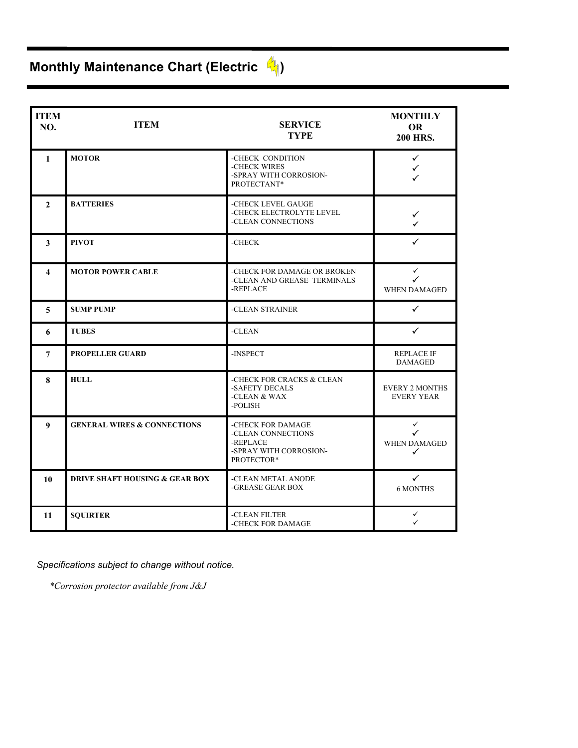## Monthly Maintenance Chart (Electric )

| ITEM NO. | ITEM | SERVICE TYPE | MONTHLY OR 200 HRS. |
|---|---|---|---|
| 1 | MOTOR | -CHECK CONDITION<br>-CHECK WIRES<br>-SPRAY WITH CORROSION-PROTECTANT* | ✓<br>✓<br>✓ |
| 2 | BATTERIES | -CHECK LEVEL GAUGE<br>-CHECK ELECTROLYTE LEVEL<br>-CLEAN CONNECTIONS | <br>✓<br>✓ |
| 3 | PIVOT | -CHECK | ✓ |
| 4 | MOTOR POWER CABLE | -CHECK FOR DAMAGE OR BROKEN<br>-CLEAN AND GREASE TERMINALS<br>-REPLACE | ✓<br>✓<br>WHEN DAMAGED |
| 5 | SUMP PUMP | -CLEAN STRAINER | ✓ |
| 6 | TUBES | -CLEAN | ✓ |
| 7 | PROPELLER GUARD | -INSPECT | REPLACE IF DAMAGED |
| 8 | HULL | -CHECK FOR CRACKS & CLEAN<br>-SAFETY DECALS<br>-CLEAN & WAX<br>-POLISH | <br>EVERY 2 MONTHS<br>EVERY YEAR |
| 9 | GENERAL WIRES & CONNECTIONS | -CHECK FOR DAMAGE<br>-CLEAN CONNECTIONS<br>-REPLACE<br>-SPRAY WITH CORROSION-PROTECTOR* | ✓<br>✓<br>WHEN DAMAGED<br>✓ |
| 10 | DRIVE SHAFT HOUSING & GEAR BOX | -CLEAN METAL ANODE<br>-GREASE GEAR BOX | ✓<br>6 MONTHS |
| 11 | SQUIRTER | -CLEAN FILTER<br>-CHECK FOR DAMAGE | ✓<br>✓ |

*Specifications subject to change without notice.*

*\*Corrosion protector available from J&J*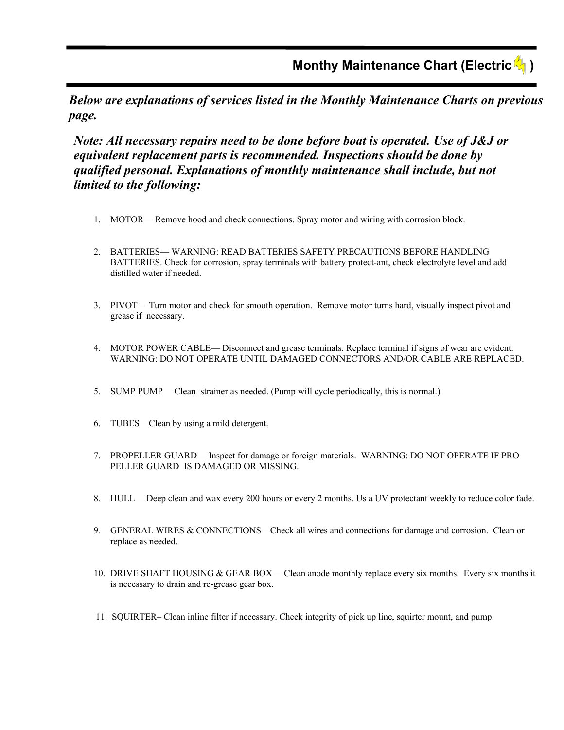## Monthy Maintenance Chart (Electric )

***Below are explanations of services listed in the Monthly Maintenance Charts on previous page.***

***Note: All necessary repairs need to be done before boat is operated. Use of J&J or equivalent replacement parts is recommended. Inspections should be done by qualified personal. Explanations of monthly maintenance shall include, but not limited to the following:***

1. MOTOR— Remove hood and check connections. Spray motor and wiring with corrosion block.

2. BATTERIES— WARNING: READ BATTERIES SAFETY PRECAUTIONS BEFORE HANDLING BATTERIES. Check for corrosion, spray terminals with battery protect-ant, check electrolyte level and add distilled water if needed.

3. PIVOT— Turn motor and check for smooth operation. Remove motor turns hard, visually inspect pivot and grease if necessary.

4. MOTOR POWER CABLE— Disconnect and grease terminals. Replace terminal if signs of wear are evident. WARNING: DO NOT OPERATE UNTIL DAMAGED CONNECTORS AND/OR CABLE ARE REPLACED.

5. SUMP PUMP— Clean strainer as needed. (Pump will cycle periodically, this is normal.)

6. TUBES—Clean by using a mild detergent.

7. PROPELLER GUARD— Inspect for damage or foreign materials. WARNING: DO NOT OPERATE IF PRO PELLER GUARD IS DAMAGED OR MISSING.

8. HULL— Deep clean and wax every 200 hours or every 2 months. Us a UV protectant weekly to reduce color fade.

9. GENERAL WIRES & CONNECTIONS—Check all wires and connections for damage and corrosion. Clean or replace as needed.

10. DRIVE SHAFT HOUSING & GEAR BOX— Clean anode monthly replace every six months. Every six months it is necessary to drain and re-grease gear box.

11. SQUIRTER– Clean inline filter if necessary. Check integrity of pick up line, squirter mount, and pump.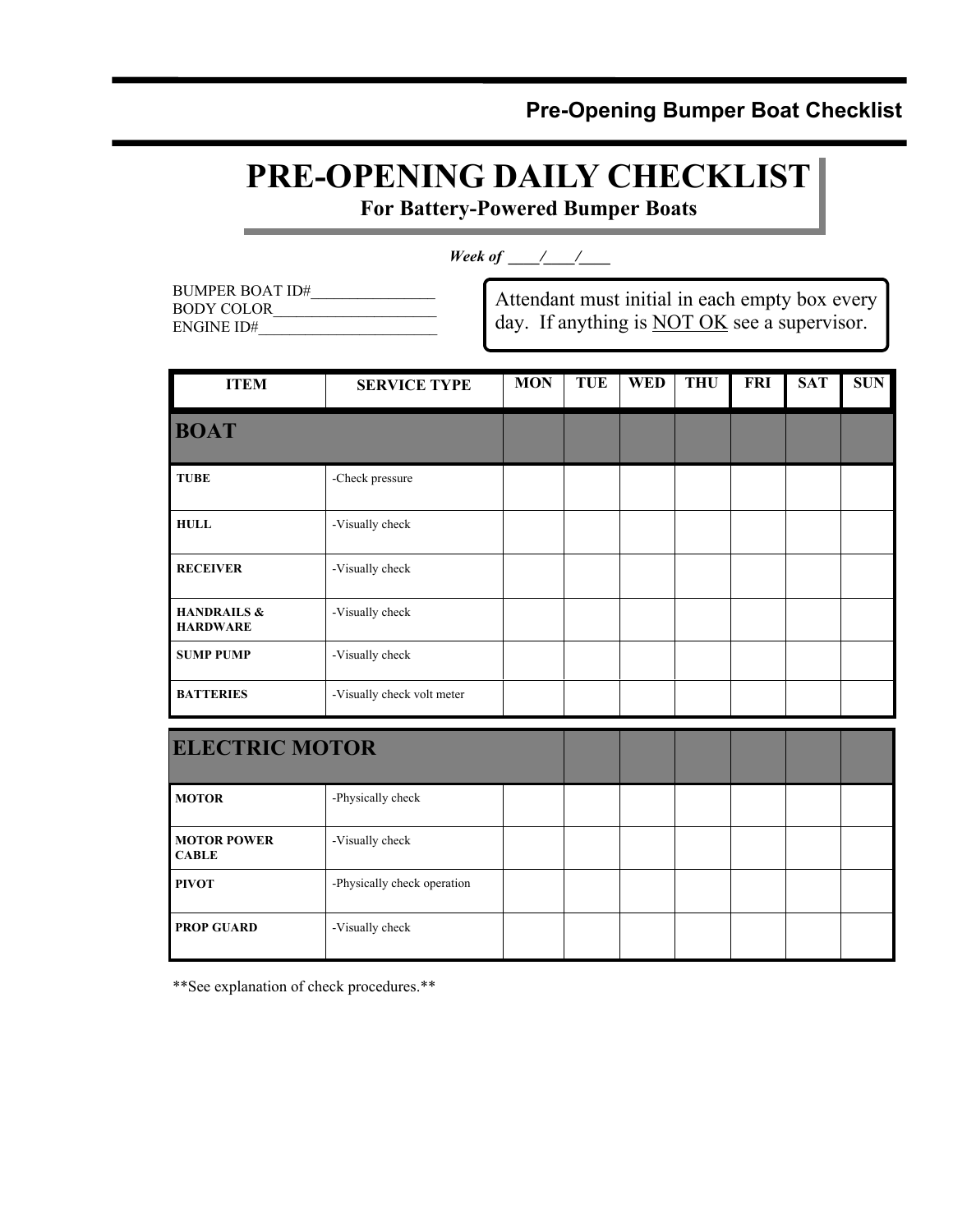# PRE-OPENING DAILY CHECKLIST

## For Battery-Powered Bumper Boats

*Week of ____/____/____*

BUMPER BOAT ID#________________
BODY COLOR_____________________
ENGINE ID#_______________________

Attendant must initial in each empty box every day. If anything is <u>NOT OK</u> see a supervisor.

| ITEM | SERVICE TYPE | MON | TUE | WED | THU | FRI | SAT | SUN |
|---|---|---|---|---|---|---|---|---|
| **BOAT** | | | | | | | | |
| **TUBE** | -Check pressure | | | | | | | |
| **HULL** | -Visually check | | | | | | | |
| **RECEIVER** | -Visually check | | | | | | | |
| **HANDRAILS & HARDWARE** | -Visually check | | | | | | | |
| **SUMP PUMP** | -Visually check | | | | | | | |
| **BATTERIES** | -Visually check volt meter | | | | | | | |
| **ELECTRIC MOTOR** | | | | | | | | |
| **MOTOR** | -Physically check | | | | | | | |
| **MOTOR POWER CABLE** | -Visually check | | | | | | | |
| **PIVOT** | -Physically check operation | | | | | | | |
| **PROP GUARD** | -Visually check | | | | | | | |

**See explanation of check procedures.**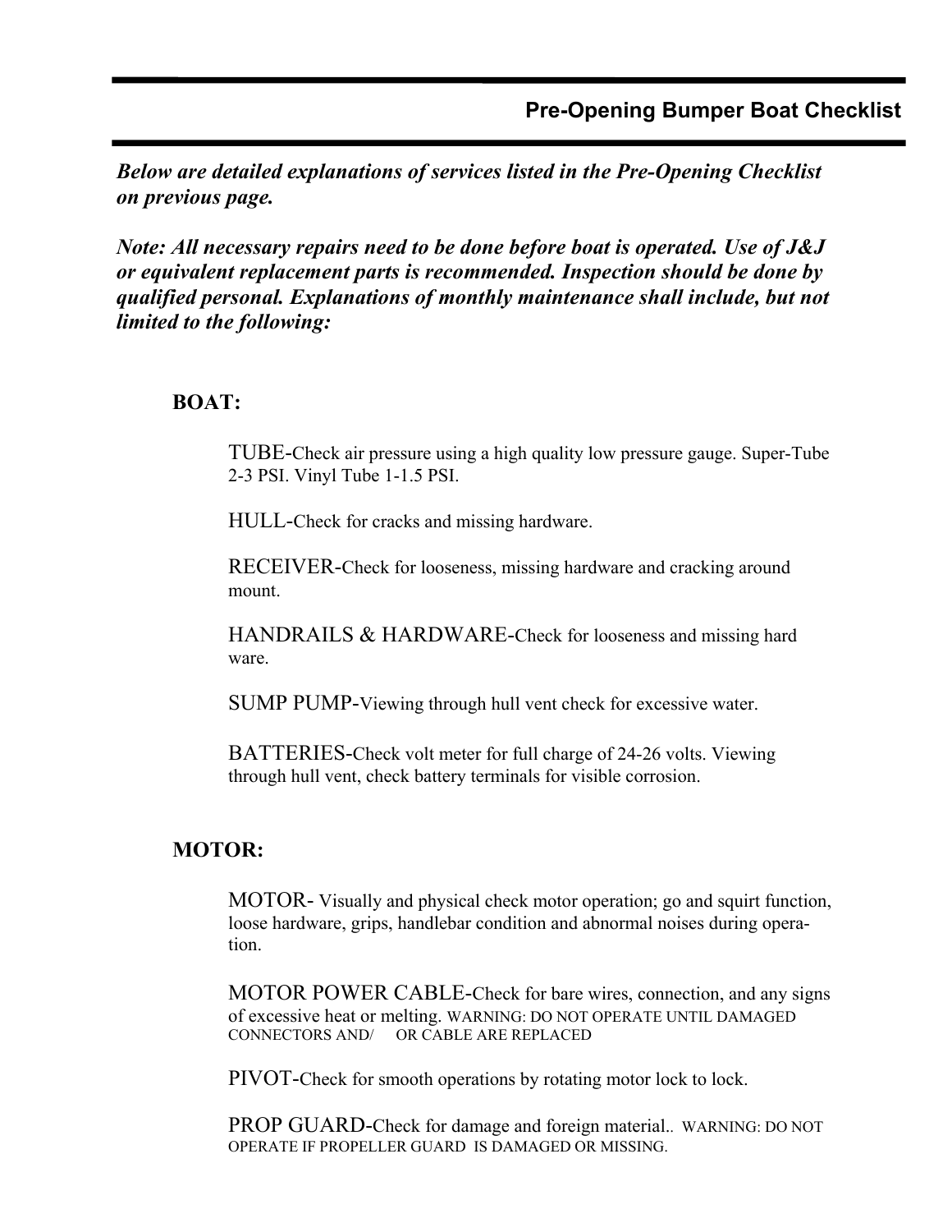## Pre-Opening Bumper Boat Checklist

***Below are detailed explanations of services listed in the Pre-Opening Checklist on previous page.***

***Note: All necessary repairs need to be done before boat is operated. Use of J&J or equivalent replacement parts is recommended. Inspection should be done by qualified personal. Explanations of monthly maintenance shall include, but not limited to the following:***

### BOAT:

TUBE-Check air pressure using a high quality low pressure gauge. Super-Tube 2-3 PSI. Vinyl Tube 1-1.5 PSI.

HULL-Check for cracks and missing hardware.

RECEIVER-Check for looseness, missing hardware and cracking around mount.

HANDRAILS & HARDWARE-Check for looseness and missing hard ware.

SUMP PUMP-Viewing through hull vent check for excessive water.

BATTERIES-Check volt meter for full charge of 24-26 volts. Viewing through hull vent, check battery terminals for visible corrosion.

### MOTOR:

MOTOR- Visually and physical check motor operation; go and squirt function, loose hardware, grips, handlebar condition and abnormal noises during operation.

MOTOR POWER CABLE-Check for bare wires, connection, and any signs of excessive heat or melting. WARNING: DO NOT OPERATE UNTIL DAMAGED CONNECTORS AND/ OR CABLE ARE REPLACED

PIVOT-Check for smooth operations by rotating motor lock to lock.

PROP GUARD-Check for damage and foreign material.. WARNING: DO NOT OPERATE IF PROPELLER GUARD IS DAMAGED OR MISSING.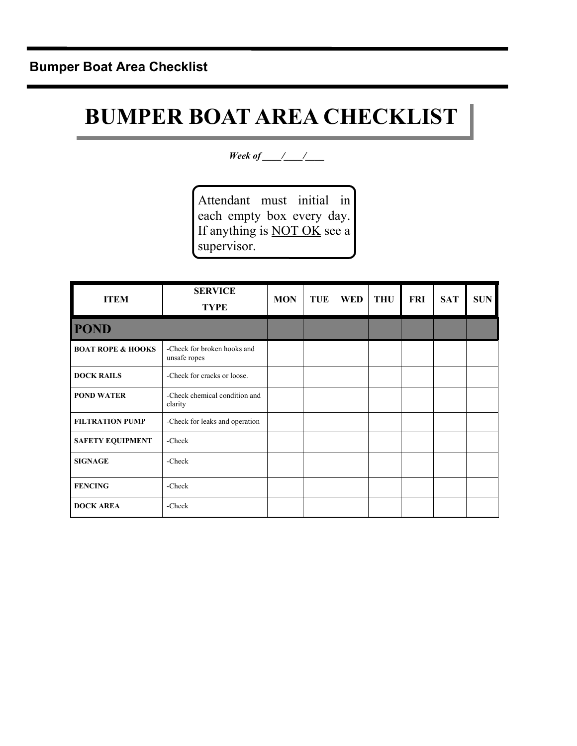# BUMPER BOAT AREA CHECKLIST

*Week of ____/____/____*

Attendant must initial in each empty box every day. If anything is NOT OK see a supervisor.

| ITEM | SERVICE TYPE | MON | TUE | WED | THU | FRI | SAT | SUN |
|---|---|---|---|---|---|---|---|---|
| **POND** | | | | | | | | |
| **BOAT ROPE & HOOKS** | -Check for broken hooks and unsafe ropes | | | | | | | |
| **DOCK RAILS** | -Check for cracks or loose. | | | | | | | |
| **POND WATER** | -Check chemical condition and clarity | | | | | | | |
| **FILTRATION PUMP** | -Check for leaks and operation | | | | | | | |
| **SAFETY EQUIPMENT** | -Check | | | | | | | |
| **SIGNAGE** | -Check | | | | | | | |
| **FENCING** | -Check | | | | | | | |
| **DOCK AREA** | -Check | | | | | | | |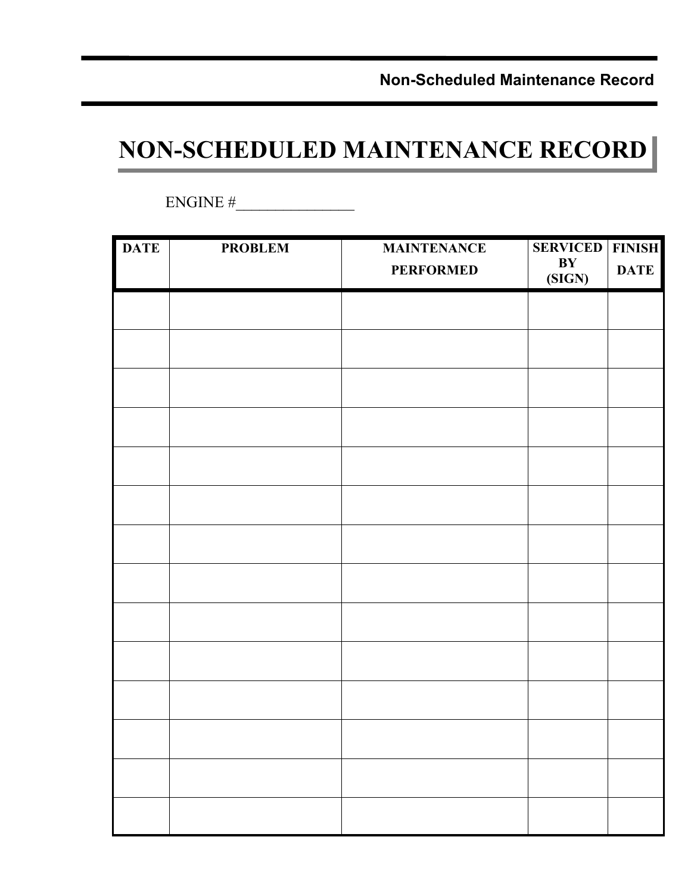# NON-SCHEDULED MAINTENANCE RECORD

ENGINE #_______________

| DATE | PROBLEM | MAINTENANCE PERFORMED | SERVICED BY (SIGN) | FINISH DATE |
|---|---|---|---|---|
| | | | | |
| | | | | |
| | | | | |
| | | | | |
| | | | | |
| | | | | |
| | | | | |
| | | | | |
| | | | | |
| | | | | |
| | | | | |
| | | | | |
| | | | | |
| | | | | |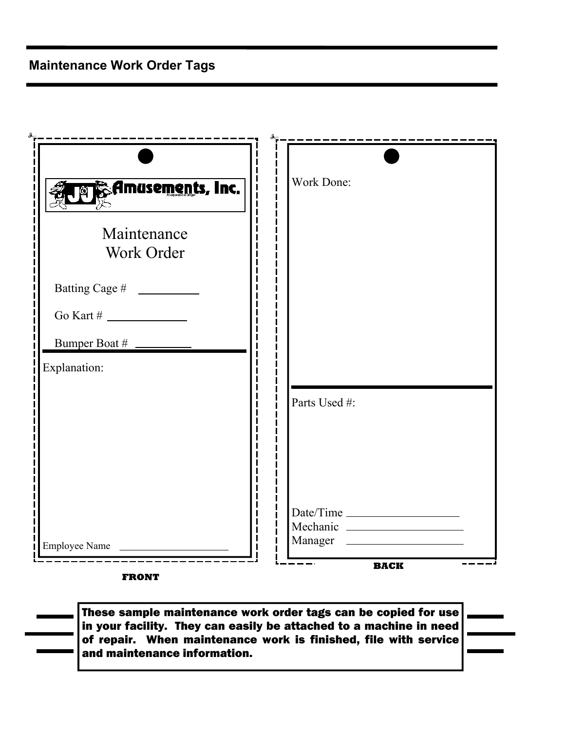## Maintenance Work Order Tags

J&J Amusements, Inc.

A Corporation of Oregon

Maintenance
Work Order

Batting Cage # __________

Go Kart # _____________

Bumper Boat # _________

Explanation:

Employee Name ____________________

**FRONT**

Work Done:

Parts Used #:

Date/Time ___________________

Mechanic ____________________

Manager ____________________

**BACK**

**These sample maintenance work order tags can be copied for use in your facility. They can easily be attached to a machine in need of repair. When maintenance work is finished, file with service and maintenance information.**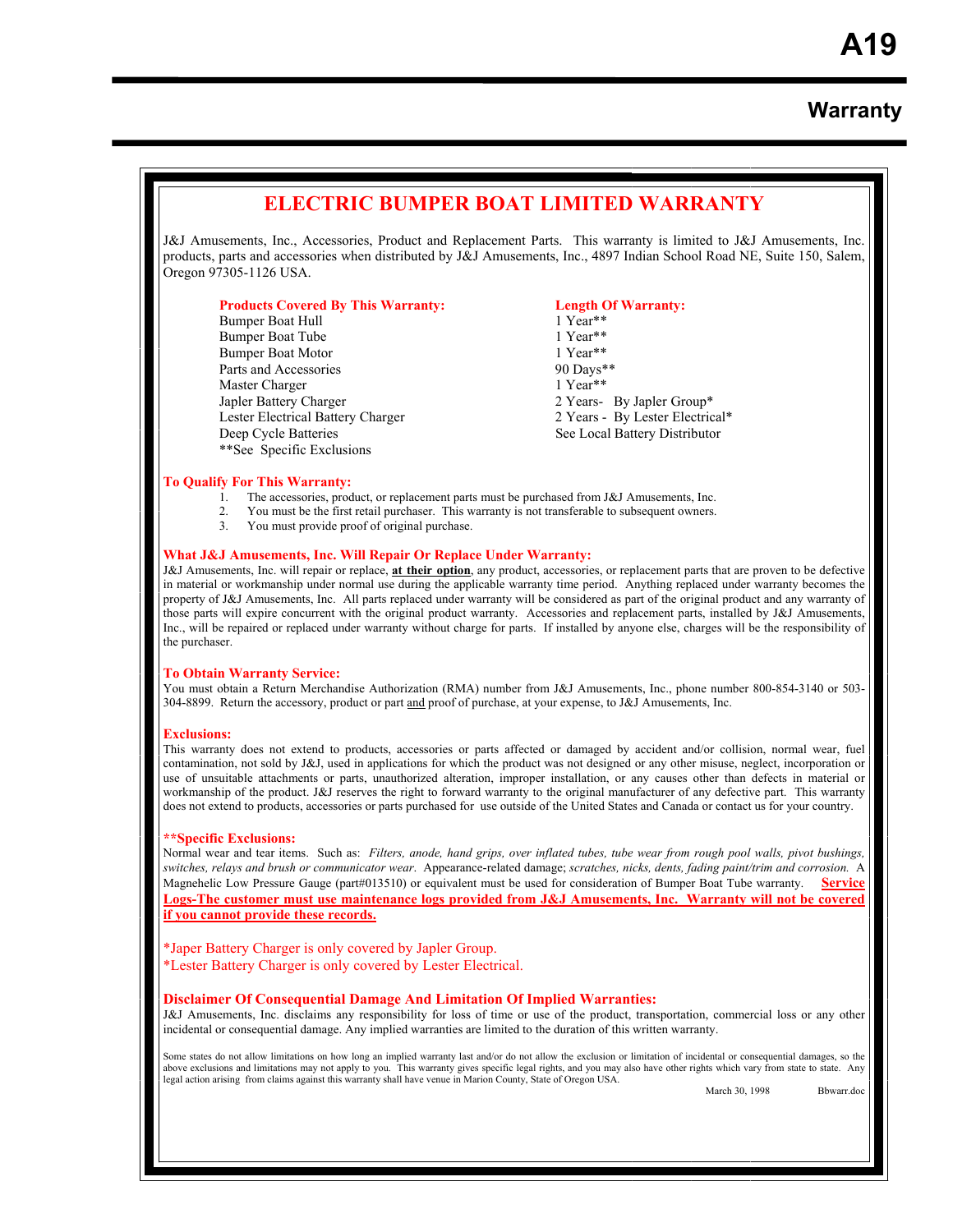# A19

## Warranty

# ELECTRIC BUMPER BOAT LIMITED WARRANTY

J&J Amusements, Inc., Accessories, Product and Replacement Parts. This warranty is limited to J&J Amusements, Inc. products, parts and accessories when distributed by J&J Amusements, Inc., 4897 Indian School Road NE, Suite 150, Salem, Oregon 97305-1126 USA.

| Products Covered By This Warranty: | Length Of Warranty: |
| --- | --- |
| Bumper Boat Hull | 1 Year** |
| Bumper Boat Tube | 1 Year** |
| Bumper Boat Motor | 1 Year** |
| Parts and Accessories | 90 Days** |
| Master Charger | 1 Year** |
| Japler Battery Charger | 2 Years- By Japler Group* |
| Lester Electrical Battery Charger | 2 Years - By Lester Electrical* |
| Deep Cycle Batteries | See Local Battery Distributor |
| **See Specific Exclusions | |

**To Qualify For This Warranty:**

1. The accessories, product, or replacement parts must be purchased from J&J Amusements, Inc.
2. You must be the first retail purchaser. This warranty is not transferable to subsequent owners.
3. You must provide proof of original purchase.

**What J&J Amusements, Inc. Will Repair Or Replace Under Warranty:**

J&J Amusements, Inc. will repair or replace, **at their option**, any product, accessories, or replacement parts that are proven to be defective in material or workmanship under normal use during the applicable warranty time period. Anything replaced under warranty becomes the property of J&J Amusements, Inc. All parts replaced under warranty will be considered as part of the original product and any warranty of those parts will expire concurrent with the original product warranty. Accessories and replacement parts, installed by J&J Amusements, Inc., will be repaired or replaced under warranty without charge for parts. If installed by anyone else, charges will be the responsibility of the purchaser.

**To Obtain Warranty Service:**

You must obtain a Return Merchandise Authorization (RMA) number from J&J Amusements, Inc., phone number 800-854-3140 or 503-304-8899. Return the accessory, product or part and proof of purchase, at your expense, to J&J Amusements, Inc.

**Exclusions:**

This warranty does not extend to products, accessories or parts affected or damaged by accident and/or collision, normal wear, fuel contamination, not sold by J&J, used in applications for which the product was not designed or any other misuse, neglect, incorporation or use of unsuitable attachments or parts, unauthorized alteration, improper installation, or any causes other than defects in material or workmanship of the product. J&J reserves the right to forward warranty to the original manufacturer of any defective part. This warranty does not extend to products, accessories or parts purchased for use outside of the United States and Canada or contact us for your country.

****Specific Exclusions:**

Normal wear and tear items. Such as: *Filters, anode, hand grips, over inflated tubes, tube wear from rough pool walls, pivot bushings, switches, relays and brush or communicator wear*. Appearance-related damage; *scratches, nicks, dents, fading paint/trim and corrosion.* A Magnehelic Low Pressure Gauge (part#013510) or equivalent must be used for consideration of Bumper Boat Tube warranty. **Service Logs-The customer must use maintenance logs provided from J&J Amusements, Inc. Warranty will not be covered if you cannot provide these records.**

*Japer Battery Charger is only covered by Japler Group.
*Lester Battery Charger is only covered by Lester Electrical.

**Disclaimer Of Consequential Damage And Limitation Of Implied Warranties:**

J&J Amusements, Inc. disclaims any responsibility for loss of time or use of the product, transportation, commercial loss or any other incidental or consequential damage. Any implied warranties are limited to the duration of this written warranty.

Some states do not allow limitations on how long an implied warranty last and/or do not allow the exclusion or limitation of incidental or consequential damages, so the above exclusions and limitations may not apply to you. This warranty gives specific legal rights, and you may also have other rights which vary from state to state. Any legal action arising from claims against this warranty shall have venue in Marion County, State of Oregon USA.

March 30, 1998 Bbwarr.doc